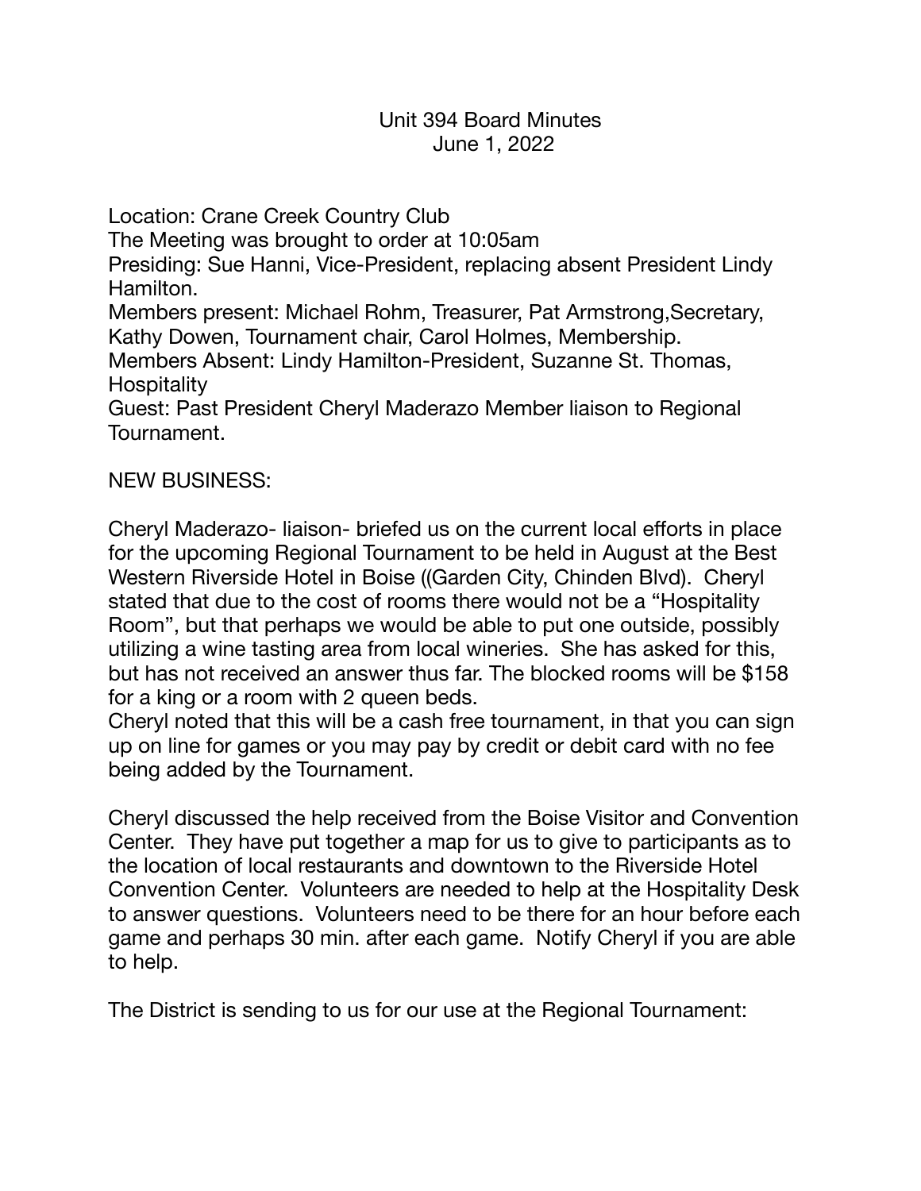# Unit 394 Board Minutes
June 1, 2022

Location: Crane Creek Country Club
The Meeting was brought to order at 10:05am
Presiding: Sue Hanni, Vice-President, replacing absent President Lindy Hamilton.
Members present: Michael Rohm, Treasurer, Pat Armstrong,Secretary, Kathy Dowen, Tournament chair, Carol Holmes, Membership.
Members Absent: Lindy Hamilton-President, Suzanne St. Thomas, Hospitality
Guest: Past President Cheryl Maderazo Member liaison to Regional Tournament.

NEW BUSINESS:

Cheryl Maderazo- liaison- briefed us on the current local efforts in place for the upcoming Regional Tournament to be held in August at the Best Western Riverside Hotel in Boise ((Garden City, Chinden Blvd). Cheryl stated that due to the cost of rooms there would not be a "Hospitality Room", but that perhaps we would be able to put one outside, possibly utilizing a wine tasting area from local wineries. She has asked for this, but has not received an answer thus far. The blocked rooms will be $158 for a king or a room with 2 queen beds.
Cheryl noted that this will be a cash free tournament, in that you can sign up on line for games or you may pay by credit or debit card with no fee being added by the Tournament.

Cheryl discussed the help received from the Boise Visitor and Convention Center. They have put together a map for us to give to participants as to the location of local restaurants and downtown to the Riverside Hotel Convention Center. Volunteers are needed to help at the Hospitality Desk to answer questions. Volunteers need to be there for an hour before each game and perhaps 30 min. after each game. Notify Cheryl if you are able to help.

The District is sending to us for our use at the Regional Tournament: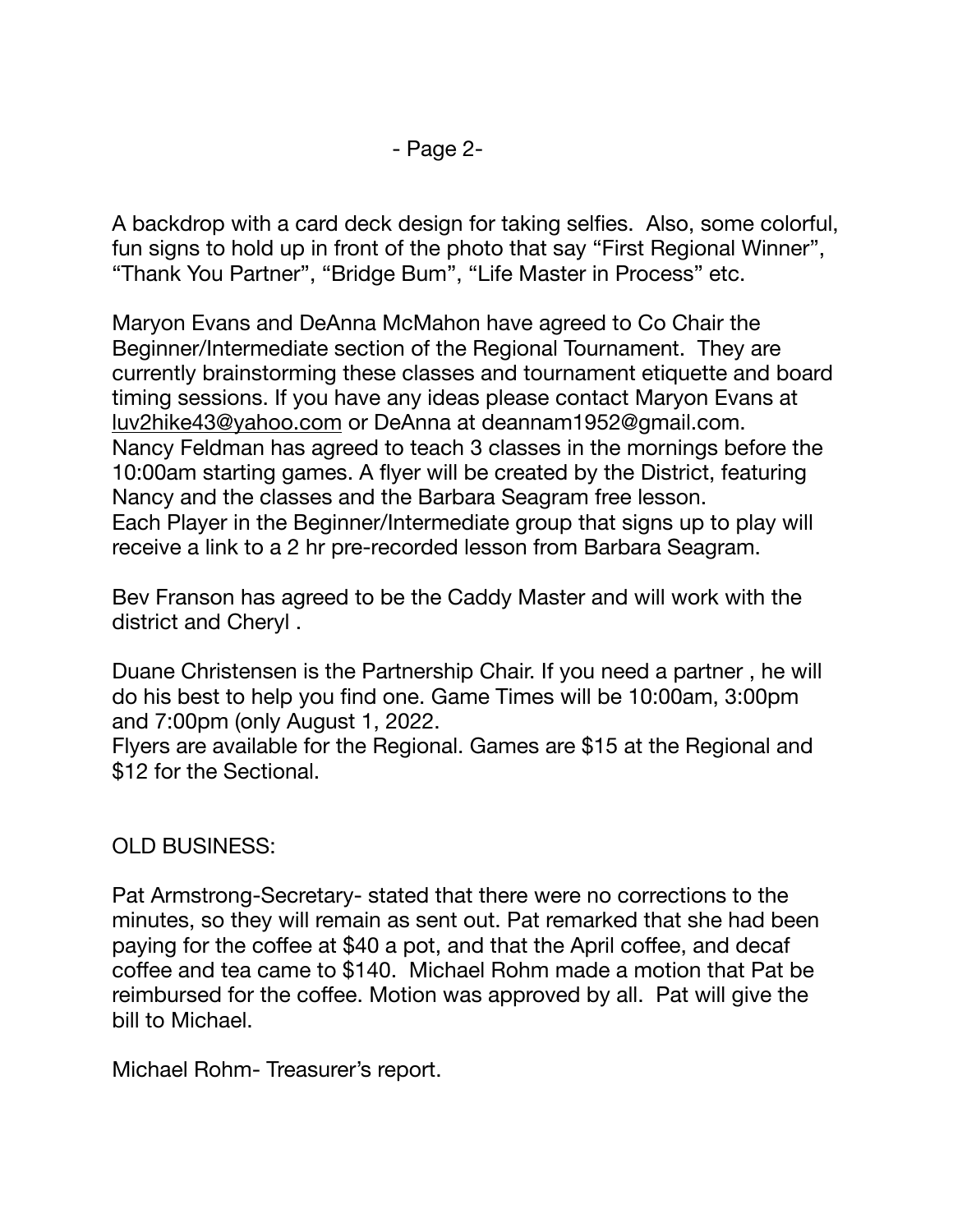A backdrop with a card deck design for taking selfies. Also, some colorful, fun signs to hold up in front of the photo that say “First Regional Winner”, “Thank You Partner”, “Bridge Bum”, “Life Master in Process” etc.

Maryon Evans and DeAnna McMahon have agreed to Co Chair the Beginner/Intermediate section of the Regional Tournament. They are currently brainstorming these classes and tournament etiquette and board timing sessions. If you have any ideas please contact Maryon Evans at luv2hike43@yahoo.com or DeAnna at deannam1952@gmail.com.
Nancy Feldman has agreed to teach 3 classes in the mornings before the 10:00am starting games. A flyer will be created by the District, featuring Nancy and the classes and the Barbara Seagram free lesson.
Each Player in the Beginner/Intermediate group that signs up to play will receive a link to a 2 hr pre-recorded lesson from Barbara Seagram.

Bev Franson has agreed to be the Caddy Master and will work with the district and Cheryl .

Duane Christensen is the Partnership Chair. If you need a partner , he will do his best to help you find one. Game Times will be 10:00am, 3:00pm and 7:00pm (only August 1, 2022.
Flyers are available for the Regional. Games are $15 at the Regional and $12 for the Sectional.

OLD BUSINESS:

Pat Armstrong-Secretary- stated that there were no corrections to the minutes, so they will remain as sent out. Pat remarked that she had been paying for the coffee at $40 a pot, and that the April coffee, and decaf coffee and tea came to $140. Michael Rohm made a motion that Pat be reimbursed for the coffee. Motion was approved by all. Pat will give the bill to Michael.

Michael Rohm- Treasurer’s report.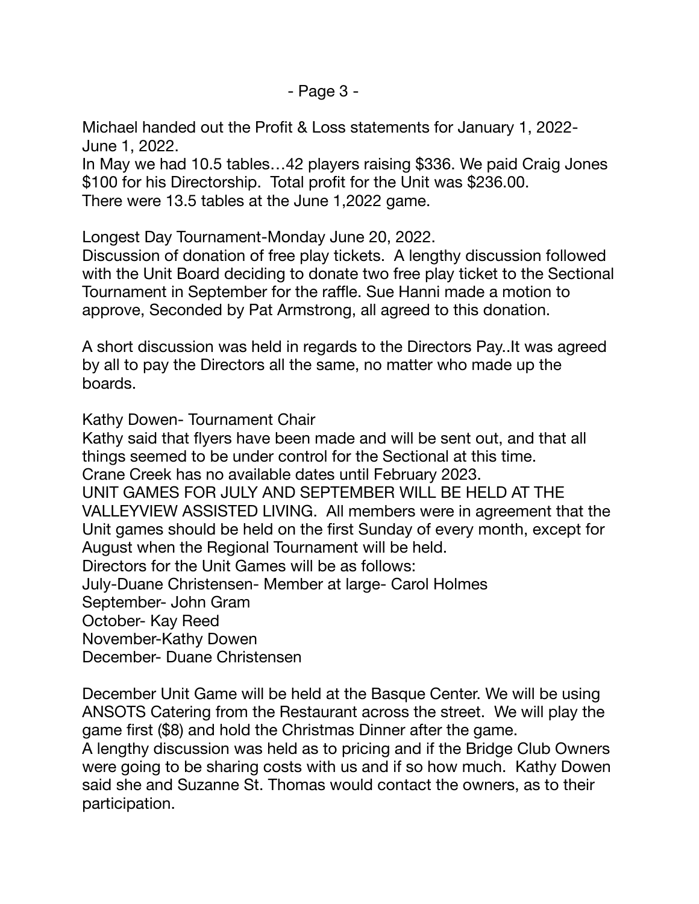Michael handed out the Profit & Loss statements for January 1, 2022- June 1, 2022.
In May we had 10.5 tables…42 players raising $336. We paid Craig Jones $100 for his Directorship. Total profit for the Unit was $236.00.
There were 13.5 tables at the June 1,2022 game.

Longest Day Tournament-Monday June 20, 2022.
Discussion of donation of free play tickets. A lengthy discussion followed with the Unit Board deciding to donate two free play ticket to the Sectional Tournament in September for the raffle. Sue Hanni made a motion to approve, Seconded by Pat Armstrong, all agreed to this donation.

A short discussion was held in regards to the Directors Pay..It was agreed by all to pay the Directors all the same, no matter who made up the boards.

Kathy Dowen- Tournament Chair
Kathy said that flyers have been made and will be sent out, and that all things seemed to be under control for the Sectional at this time.
Crane Creek has no available dates until February 2023.
UNIT GAMES FOR JULY AND SEPTEMBER WILL BE HELD AT THE VALLEYVIEW ASSISTED LIVING. All members were in agreement that the Unit games should be held on the first Sunday of every month, except for August when the Regional Tournament will be held.
Directors for the Unit Games will be as follows:
July-Duane Christensen- Member at large- Carol Holmes
September- John Gram
October- Kay Reed
November-Kathy Dowen
December- Duane Christensen

December Unit Game will be held at the Basque Center. We will be using ANSOTS Catering from the Restaurant across the street. We will play the game first ($8) and hold the Christmas Dinner after the game.
A lengthy discussion was held as to pricing and if the Bridge Club Owners were going to be sharing costs with us and if so how much. Kathy Dowen said she and Suzanne St. Thomas would contact the owners, as to their participation.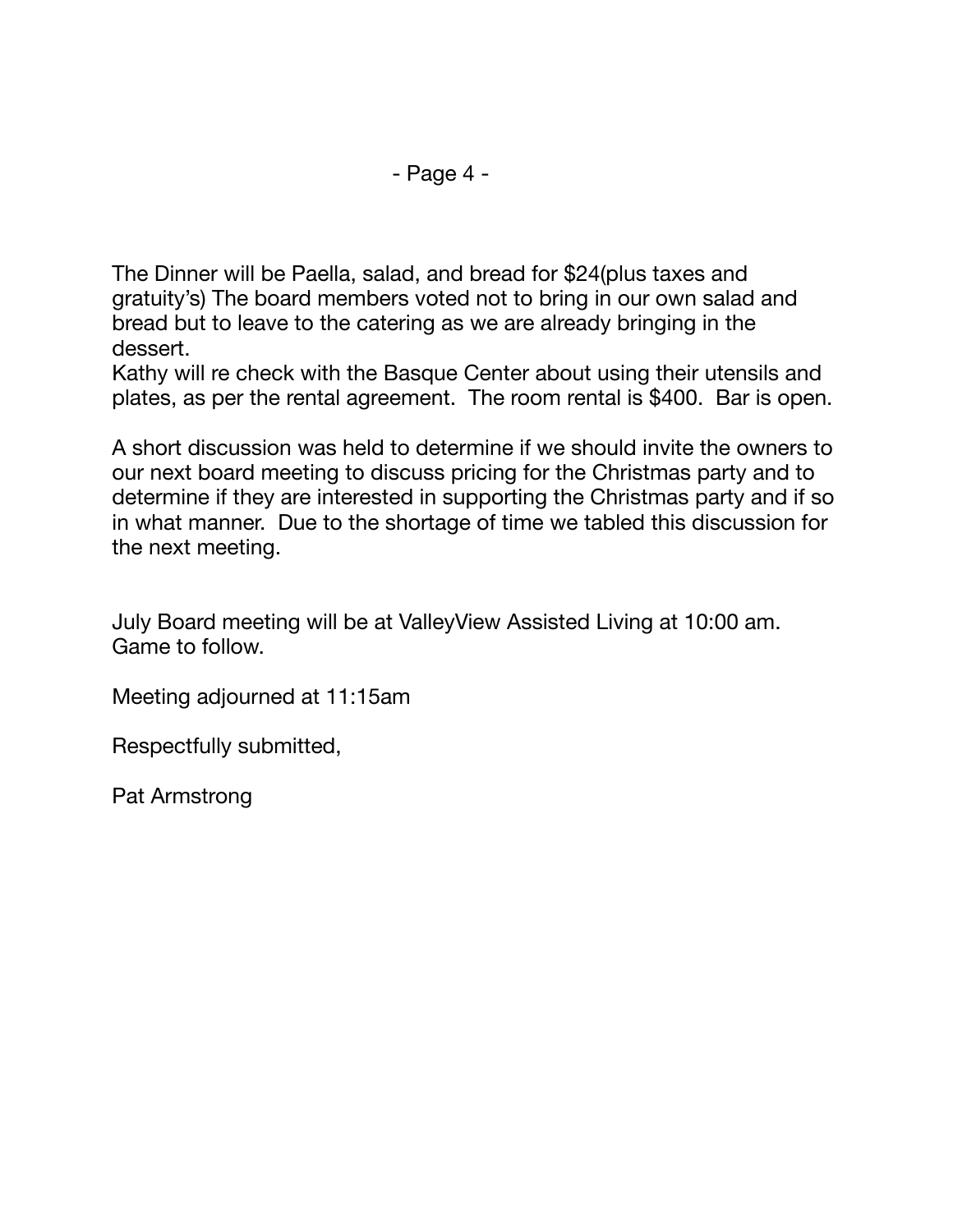The Dinner will be Paella, salad, and bread for $24(plus taxes and gratuity's) The board members voted not to bring in our own salad and bread but to leave to the catering as we are already bringing in the dessert.
Kathy will re check with the Basque Center about using their utensils and plates, as per the rental agreement. The room rental is $400. Bar is open.

A short discussion was held to determine if we should invite the owners to our next board meeting to discuss pricing for the Christmas party and to determine if they are interested in supporting the Christmas party and if so in what manner. Due to the shortage of time we tabled this discussion for the next meeting.

July Board meeting will be at ValleyView Assisted Living at 10:00 am. Game to follow.

Meeting adjourned at 11:15am

Respectfully submitted,

Pat Armstrong